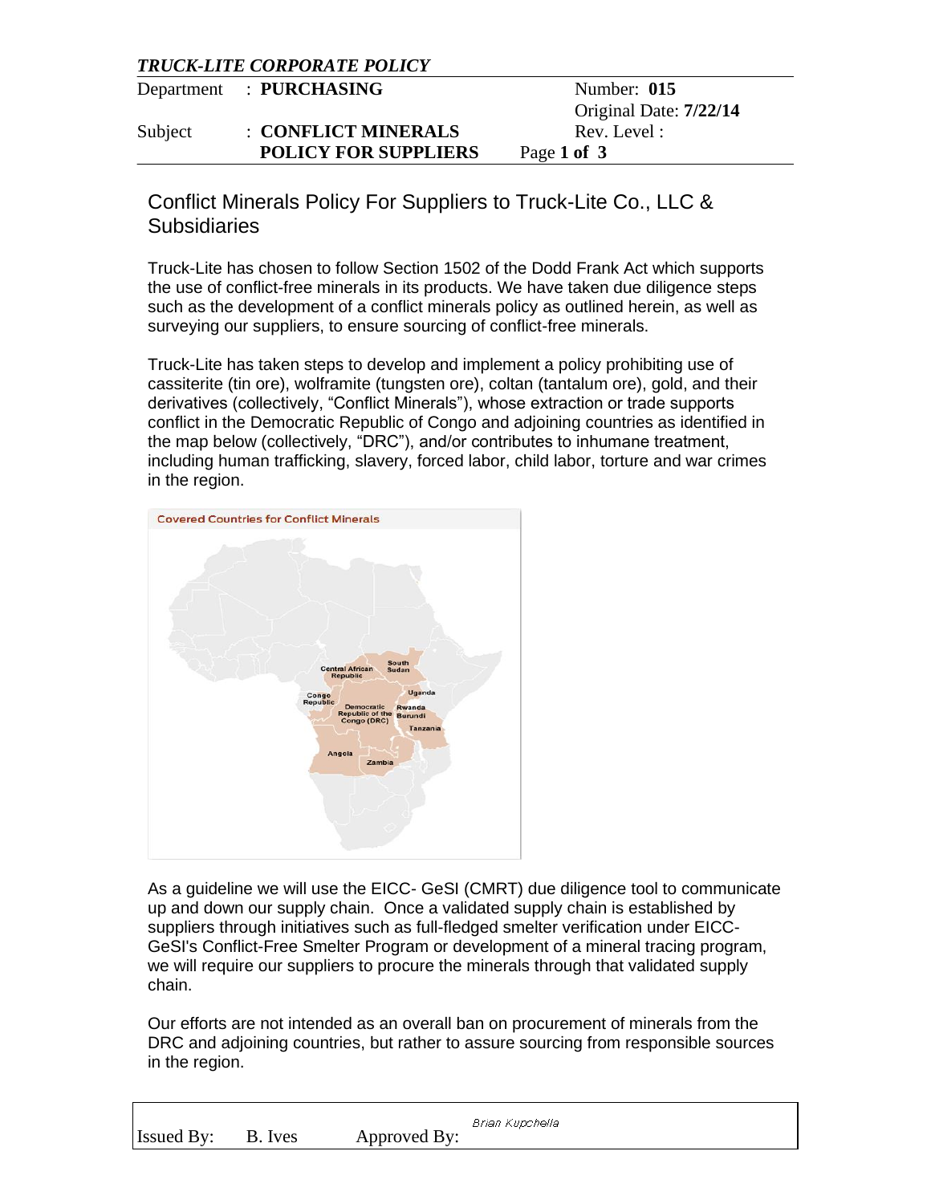*TRUCK-LITE CORPORATE POLICY*

| Department | : **PURCHASING** | Number: **015** |
|---|---|---|
| | | Original Date: **7/22/14** |
| Subject | : **CONFLICT MINERALS POLICY FOR SUPPLIERS** | Rev. Level : |

# Conflict Minerals Policy For Suppliers to Truck-Lite Co., LLC & Subsidiaries

Truck-Lite has chosen to follow Section 1502 of the Dodd Frank Act which supports the use of conflict-free minerals in its products. We have taken due diligence steps such as the development of a conflict minerals policy as outlined herein, as well as surveying our suppliers, to ensure sourcing of conflict-free minerals.

Truck-Lite has taken steps to develop and implement a policy prohibiting use of cassiterite (tin ore), wolframite (tungsten ore), coltan (tantalum ore), gold, and their derivatives (collectively, "Conflict Minerals"), whose extraction or trade supports conflict in the Democratic Republic of Congo and adjoining countries as identified in the map below (collectively, "DRC"), and/or contributes to inhumane treatment, including human trafficking, slavery, forced labor, child labor, torture and war crimes in the region.

Covered Countries for Conflict Minerals

Central African Republic, South Sudan, Congo Republic, Uganda, Democratic Republic of the Congo (DRC), Rwanda, Burundi, Tanzania, Angola, Zambia

As a guideline we will use the EICC- GeSI (CMRT) due diligence tool to communicate up and down our supply chain. Once a validated supply chain is established by suppliers through initiatives such as full-fledged smelter verification under EICC-GeSI's Conflict-Free Smelter Program or development of a mineral tracing program, we will require our suppliers to procure the minerals through that validated supply chain.

Our efforts are not intended as an overall ban on procurement of minerals from the DRC and adjoining countries, but rather to assure sourcing from responsible sources in the region.

| Issued By: | B. Ives | Approved By: | Brian Kupchella |
|---|---|---|---|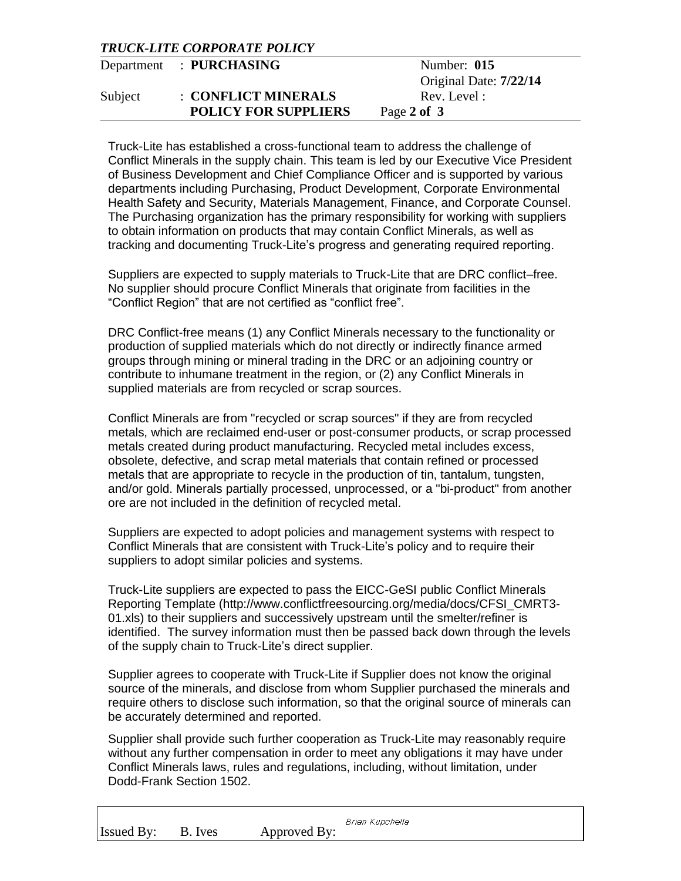Truck-Lite has established a cross-functional team to address the challenge of Conflict Minerals in the supply chain. This team is led by our Executive Vice President of Business Development and Chief Compliance Officer and is supported by various departments including Purchasing, Product Development, Corporate Environmental Health Safety and Security, Materials Management, Finance, and Corporate Counsel. The Purchasing organization has the primary responsibility for working with suppliers to obtain information on products that may contain Conflict Minerals, as well as tracking and documenting Truck-Lite's progress and generating required reporting.

Suppliers are expected to supply materials to Truck-Lite that are DRC conflict–free. No supplier should procure Conflict Minerals that originate from facilities in the "Conflict Region" that are not certified as "conflict free".

DRC Conflict-free means (1) any Conflict Minerals necessary to the functionality or production of supplied materials which do not directly or indirectly finance armed groups through mining or mineral trading in the DRC or an adjoining country or contribute to inhumane treatment in the region, or (2) any Conflict Minerals in supplied materials are from recycled or scrap sources.

Conflict Minerals are from "recycled or scrap sources" if they are from recycled metals, which are reclaimed end-user or post-consumer products, or scrap processed metals created during product manufacturing. Recycled metal includes excess, obsolete, defective, and scrap metal materials that contain refined or processed metals that are appropriate to recycle in the production of tin, tantalum, tungsten, and/or gold. Minerals partially processed, unprocessed, or a "bi-product" from another ore are not included in the definition of recycled metal.

Suppliers are expected to adopt policies and management systems with respect to Conflict Minerals that are consistent with Truck-Lite's policy and to require their suppliers to adopt similar policies and systems.

Truck-Lite suppliers are expected to pass the EICC-GeSI public Conflict Minerals Reporting Template (http://www.conflictfreesourcing.org/media/docs/CFSI_CMRT3-01.xls) to their suppliers and successively upstream until the smelter/refiner is identified. The survey information must then be passed back down through the levels of the supply chain to Truck-Lite's direct supplier.

Supplier agrees to cooperate with Truck-Lite if Supplier does not know the original source of the minerals, and disclose from whom Supplier purchased the minerals and require others to disclose such information, so that the original source of minerals can be accurately determined and reported.

Supplier shall provide such further cooperation as Truck-Lite may reasonably require without any further compensation in order to meet any obligations it may have under Conflict Minerals laws, rules and regulations, including, without limitation, under Dodd-Frank Section 1502.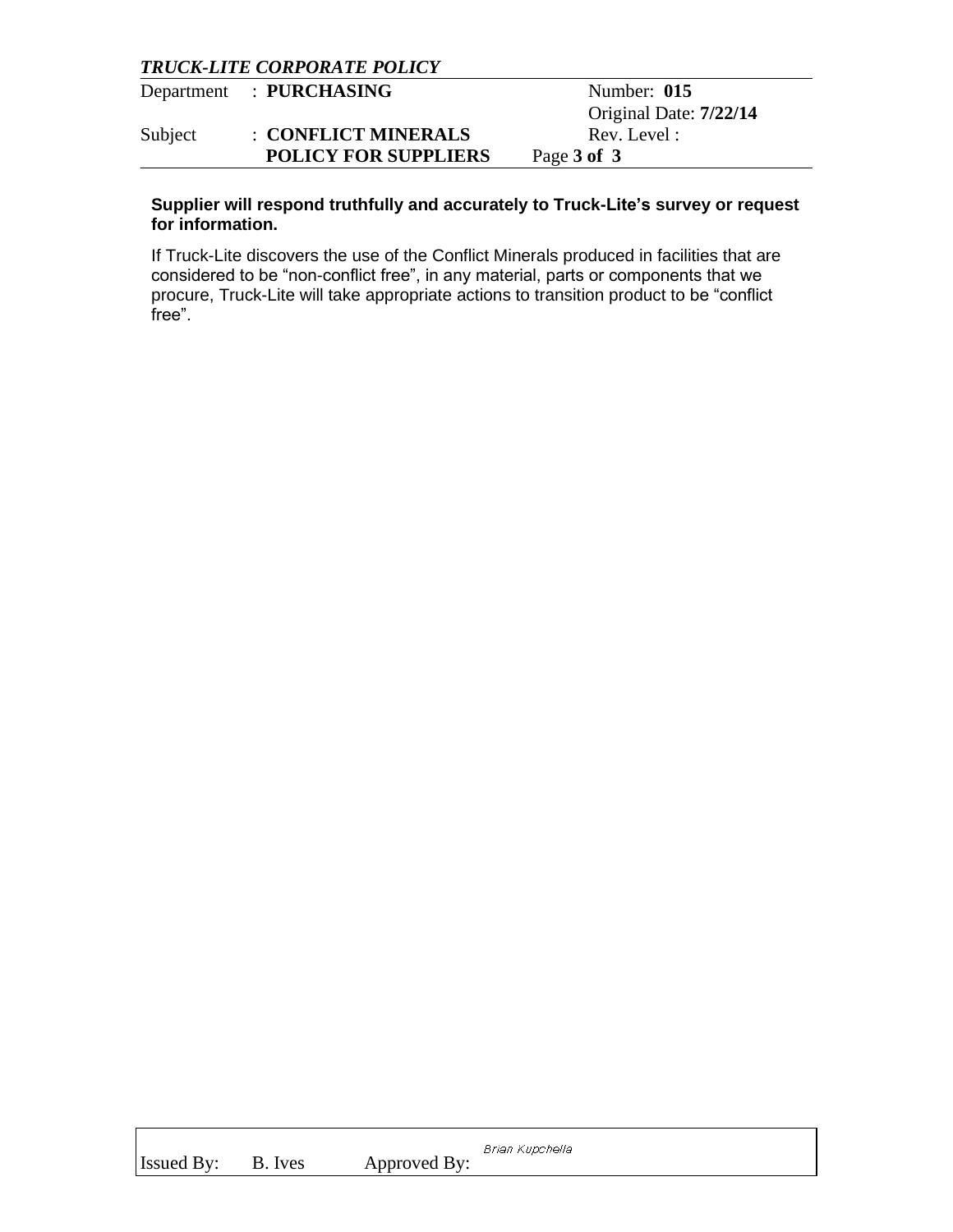**Supplier will respond truthfully and accurately to Truck-Lite's survey or request for information.**

If Truck-Lite discovers the use of the Conflict Minerals produced in facilities that are considered to be "non-conflict free", in any material, parts or components that we procure, Truck-Lite will take appropriate actions to transition product to be "conflict free".

| | | | |
|---|---|---|---|
| Issued By: | B. Ives | Approved By: | Brian Kupchella |